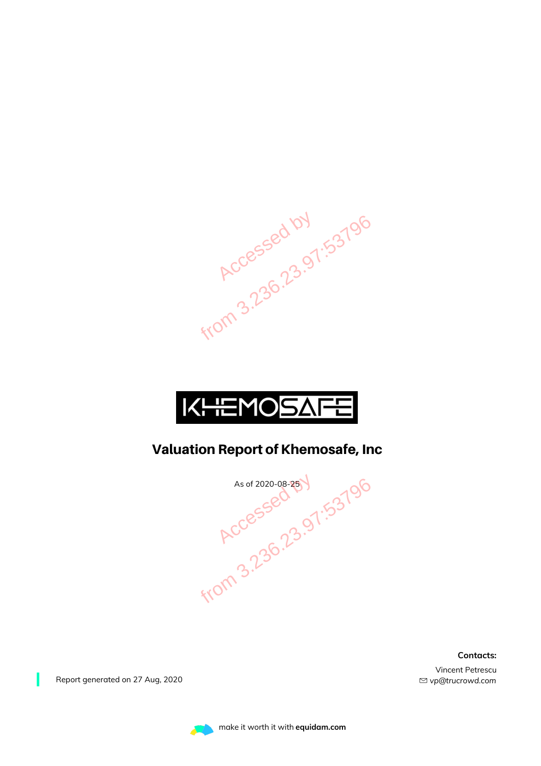KHEMOSAFE

# Valuation Report of Khemosafe, Inc

As of 2020-08-25

Report generated on 27 Aug, 2020

**Contacts:**

Vincent Petrescu
vp@trucrowd.com

make it worth it with **equidam.com**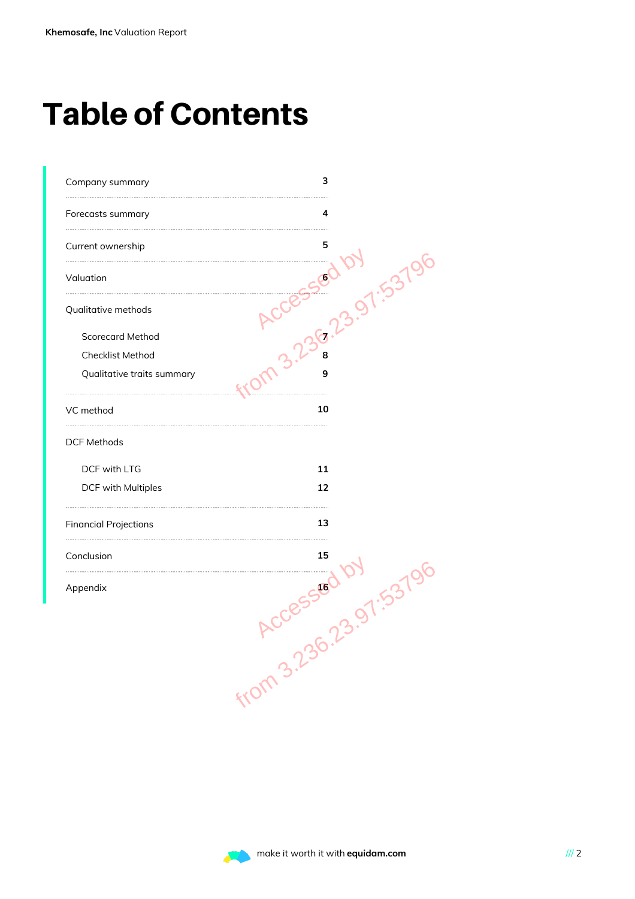# Table of Contents

| | |
|---|---|
| Company summary | 3 |
| Forecasts summary | 4 |
| Current ownership | 5 |
| Valuation | 6 |
| Qualitative methods | |
| Scorecard Method | 7 |
| Checklist Method | 8 |
| Qualitative traits summary | 9 |
| VC method | 10 |
| DCF Methods | |
| DCF with LTG | 11 |
| DCF with Multiples | 12 |
| Financial Projections | 13 |
| Conclusion | 15 |
| Appendix | 16 |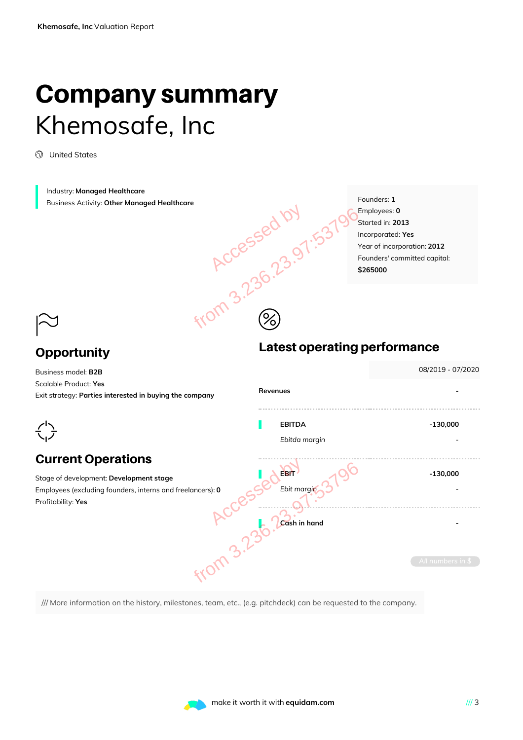# Company summary

## Khemosafe, Inc

United States

Industry: **Managed Healthcare**
Business Activity: **Other Managed Healthcare**

Founders: **1**
Employees: **0**
Started in: **2013**
Incorporated: **Yes**
Year of incorporation: **2012**
Founders' committed capital: **$265000**

## Opportunity

Business model: **B2B**
Scalable Product: **Yes**
Exit strategy: **Parties interested in buying the company**

## Current Operations

Stage of development: **Development stage**
Employees (excluding founders, interns and freelancers): **0**
Profitability: **Yes**

## Latest operating performance

| | 08/2019 - 07/2020 |
|---|---|
| **Revenues** | - |
| **EBITDA** | -130,000 |
| *Ebitda margin* | - |
| **EBIT** | -130,000 |
| *Ebit margin* | - |
| **Cash in hand** | - |

All numbers in $

/// More information on the history, milestones, team, etc., (e.g. pitchdeck) can be requested to the company.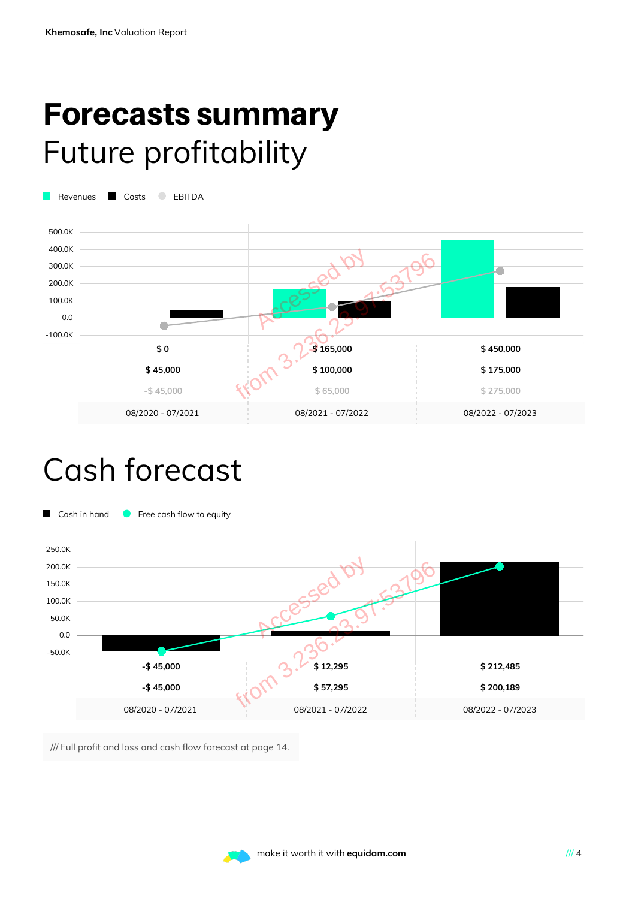# Forecasts summary

## Future profitability

| | 08/2020 - 07/2021 | 08/2021 - 07/2022 | 08/2022 - 07/2023 |
|---|---|---|---|
| Revenues | $ 0 | $ 165,000 | $ 450,000 |
| Costs | $ 45,000 | $ 100,000 | $ 175,000 |
| EBITDA | -$ 45,000 | $ 65,000 | $ 275,000 |

## Cash forecast

| | 08/2020 - 07/2021 | 08/2021 - 07/2022 | 08/2022 - 07/2023 |
|---|---|---|---|
| Cash in hand | -$ 45,000 | $ 12,295 | $ 212,485 |
| Free cash flow to equity | -$ 45,000 | $ 57,295 | $ 200,189 |

/// Full profit and loss and cash flow forecast at page 14.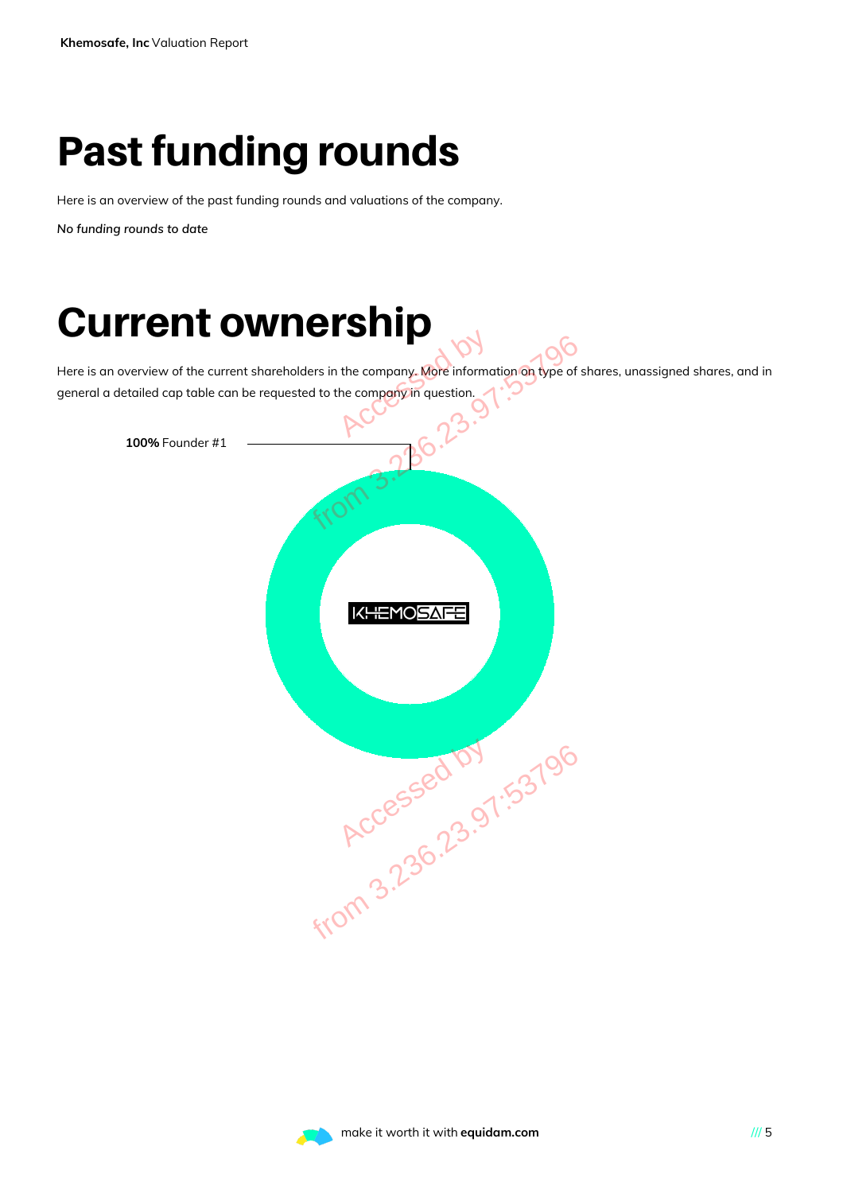# Past funding rounds

Here is an overview of the past funding rounds and valuations of the company.

*No funding rounds to date*

# Current ownership

Here is an overview of the current shareholders in the company. More information on type of shares, unassigned shares, and in general a detailed cap table can be requested to the company in question.

**100%** Founder #1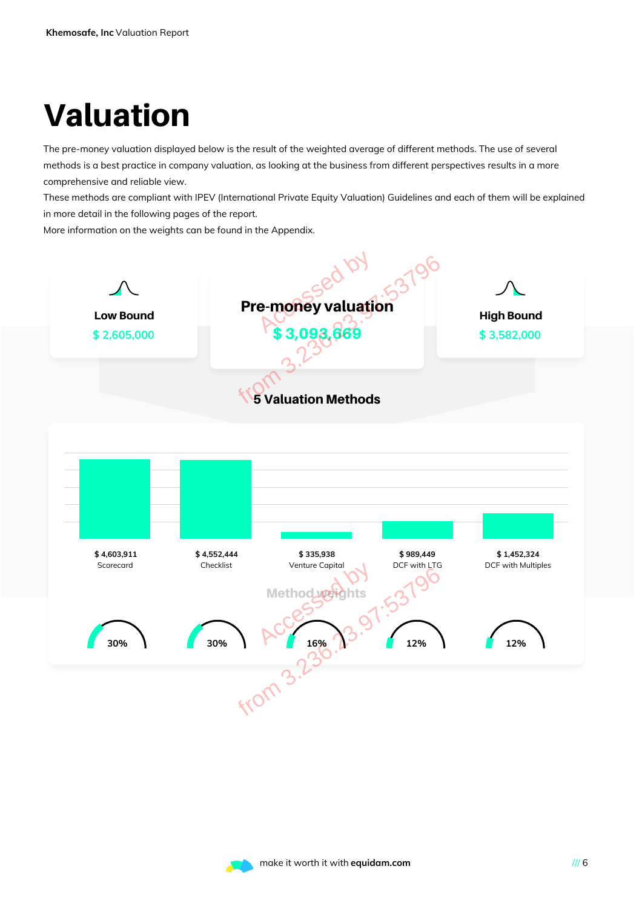# Valuation

The pre-money valuation displayed below is the result of the weighted average of different methods. The use of several methods is a best practice in company valuation, as looking at the business from different perspectives results in a more comprehensive and reliable view.

These methods are compliant with IPEV (International Private Equity Valuation) Guidelines and each of them will be explained in more detail in the following pages of the report.

More information on the weights can be found in the Appendix.

**Low Bound**
$ 2,605,000

**Pre-money valuation**
$ 3,093,669

**High Bound**
$ 3,582,000

**5 Valuation Methods**

| Method | Value | Method weight |
|---|---|---|
| Scorecard | $ 4,603,911 | 30% |
| Checklist | $ 4,552,444 | 30% |
| Venture Capital | $ 335,938 | 16% |
| DCF with LTG | $ 989,449 | 12% |
| DCF with Multiples | $ 1,452,324 | 12% |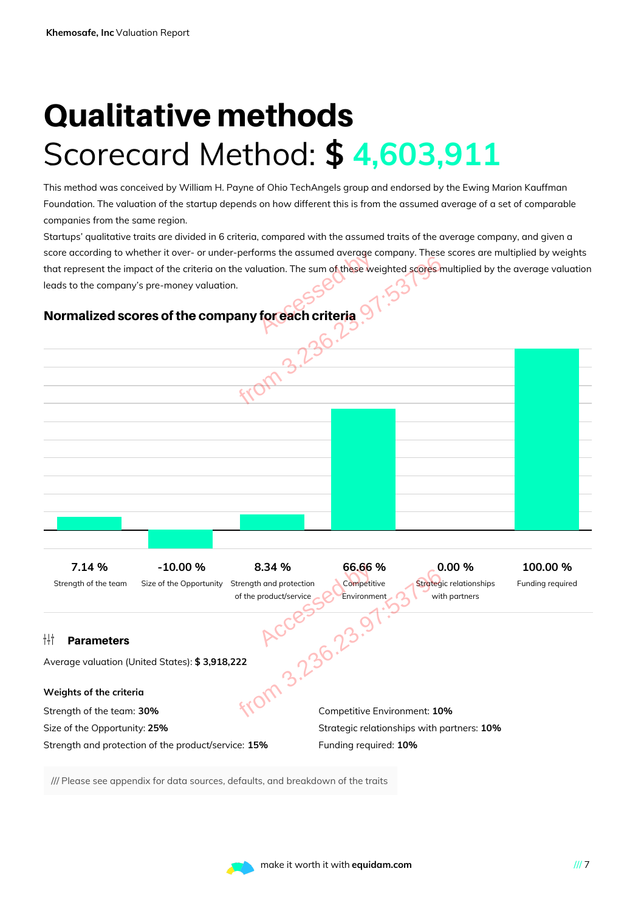# Qualitative methods

## Scorecard Method: $ 4,603,911

This method was conceived by William H. Payne of Ohio TechAngels group and endorsed by the Ewing Marion Kauffman Foundation. The valuation of the startup depends on how different this is from the assumed average of a set of comparable companies from the same region.

Startups' qualitative traits are divided in 6 criteria, compared with the assumed traits of the average company, and given a score according to whether it over- or under-performs the assumed average company. These scores are multiplied by weights that represent the impact of the criteria on the valuation. The sum of these weighted scores multiplied by the average valuation leads to the company's pre-money valuation.

### Normalized scores of the company for each criteria

| Criteria | Score |
|---|---|
| Strength of the team | 7.14 % |
| Size of the Opportunity | -10.00 % |
| Strength and protection of the product/service | 8.34 % |
| Competitive Environment | 66.66 % |
| Strategic relationships with partners | 0.00 % |
| Funding required | 100.00 % |

### Parameters

Average valuation (United States): **$ 3,918,222**

**Weights of the criteria**

Strength of the team: **30%**
Size of the Opportunity: **25%**
Strength and protection of the product/service: **15%**
Competitive Environment: **10%**
Strategic relationships with partners: **10%**
Funding required: **10%**

/// Please see appendix for data sources, defaults, and breakdown of the traits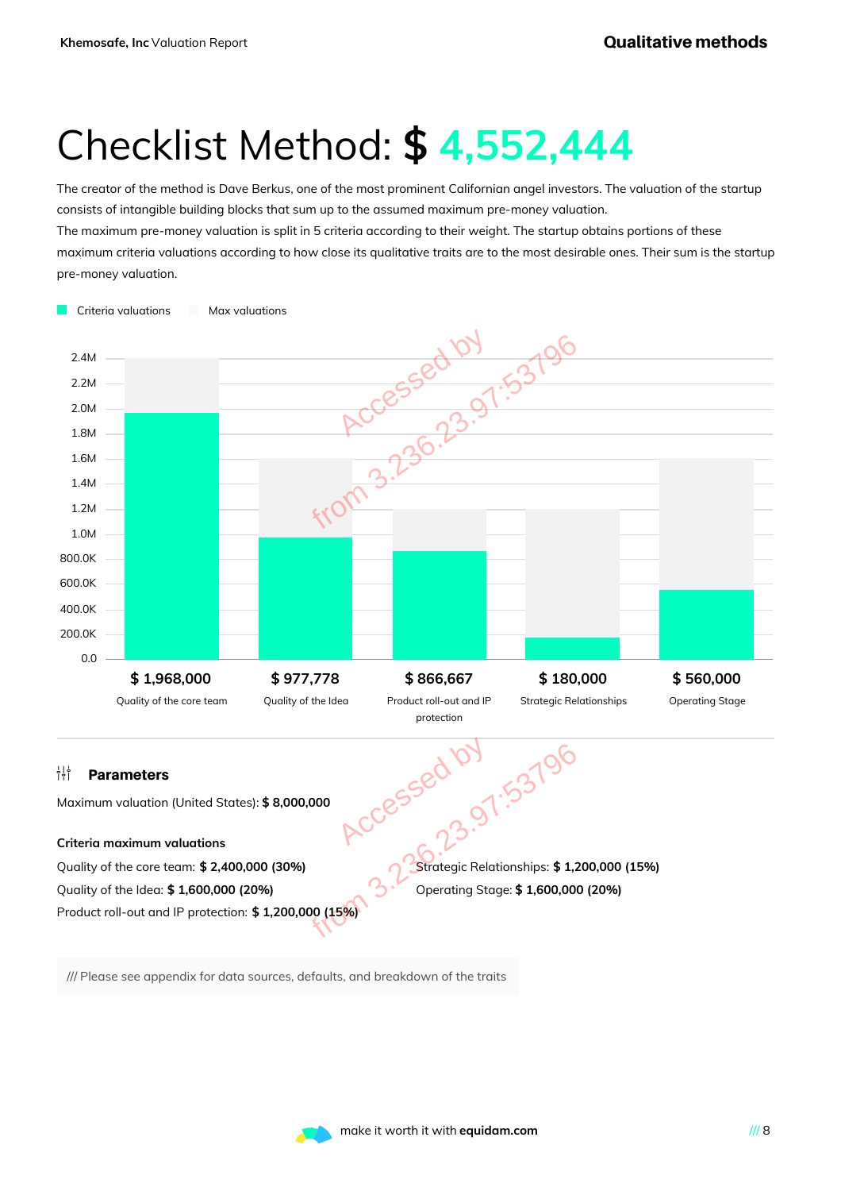# Checklist Method: $ 4,552,444

The creator of the method is Dave Berkus, one of the most prominent Californian angel investors. The valuation of the startup consists of intangible building blocks that sum up to the assumed maximum pre-money valuation.
The maximum pre-money valuation is split in 5 criteria according to their weight. The startup obtains portions of these maximum criteria valuations according to how close its qualitative traits are to the most desirable ones. Their sum is the startup pre-money valuation.

| Criteria | Criteria valuations | Max valuations |
|---|---|---|
| Quality of the core team | $ 1,968,000 | $ 2,400,000 |
| Quality of the Idea | $ 977,778 | $ 1,600,000 |
| Product roll-out and IP protection | $ 866,667 | $ 1,200,000 |
| Strategic Relationships | $ 180,000 | $ 1,200,000 |
| Operating Stage | $ 560,000 | $ 1,600,000 |

### Parameters

Maximum valuation (United States): **$ 8,000,000**

**Criteria maximum valuations**

Quality of the core team: **$ 2,400,000 (30%)**
Quality of the Idea: **$ 1,600,000 (20%)**
Product roll-out and IP protection: **$ 1,200,000 (15%)**
Strategic Relationships: **$ 1,200,000 (15%)**
Operating Stage: **$ 1,600,000 (20%)**

/// Please see appendix for data sources, defaults, and breakdown of the traits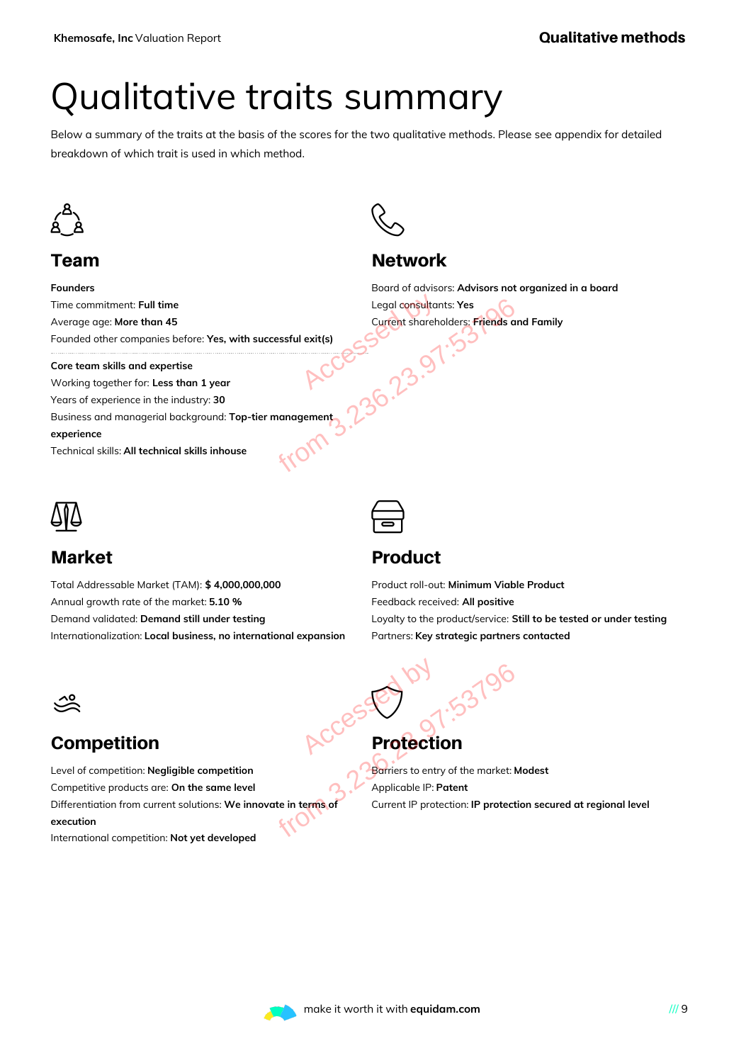// Qualitative traits summary

# Qualitative traits summary

Below a summary of the traits at the basis of the scores for the two qualitative methods. Please see appendix for detailed breakdown of which trait is used in which method.

## Team

**Founders**

Time commitment: **Full time**

Average age: **More than 45**

Founded other companies before: **Yes, with successful exit(s)**

**Core team skills and expertise**

Working together for: **Less than 1 year**

Years of experience in the industry: **30**

Business and managerial background: **Top-tier management experience**

Technical skills: **All technical skills inhouse**

## Network

Board of advisors: **Advisors not organized in a board**

Legal consultants: **Yes**

Current shareholders: **Friends and Family**

## Market

Total Addressable Market (TAM): **$ 4,000,000,000**

Annual growth rate of the market: **5.10 %**

Demand validated: **Demand still under testing**

Internationalization: **Local business, no international expansion**

## Product

Product roll-out: **Minimum Viable Product**

Feedback received: **All positive**

Loyalty to the product/service: **Still to be tested or under testing**

Partners: **Key strategic partners contacted**

## Competition

Level of competition: **Negligible competition**

Competitive products are: **On the same level**

Differentiation from current solutions: **We innovate in terms of execution**

International competition: **Not yet developed**

## Protection

Barriers to entry of the market: **Modest**

Applicable IP: **Patent**

Current IP protection: **IP protection secured at regional level**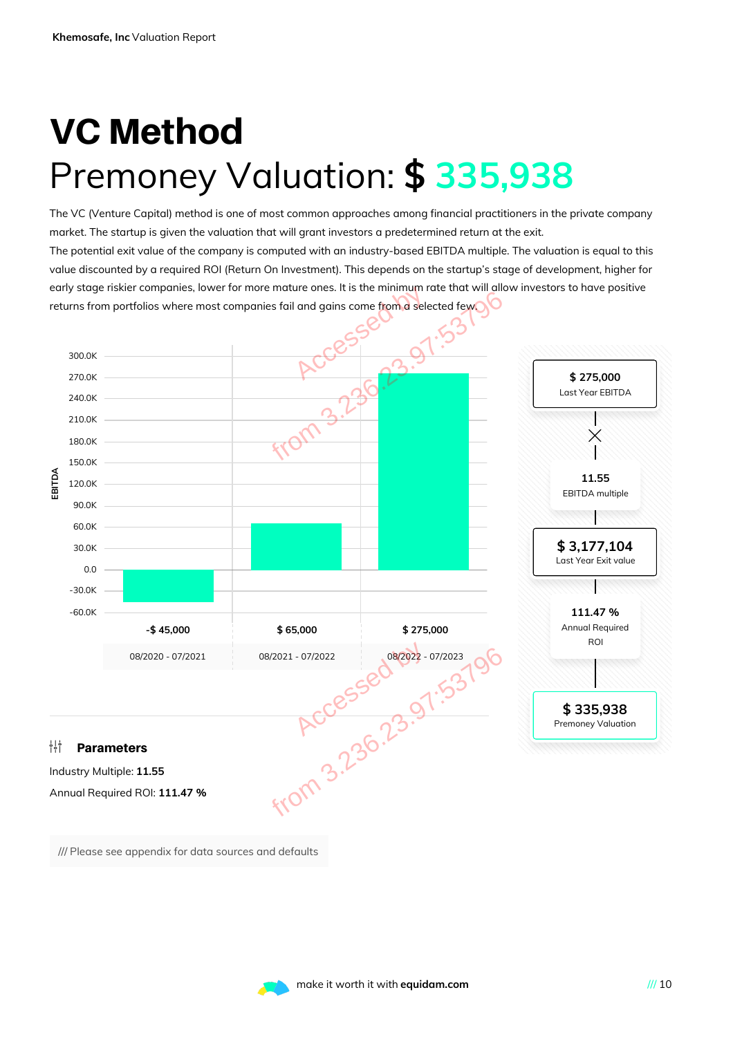# VC Method

## Premoney Valuation: $ 335,938

The VC (Venture Capital) method is one of most common approaches among financial practitioners in the private company market. The startup is given the valuation that will grant investors a predetermined return at the exit.

The potential exit value of the company is computed with an industry-based EBITDA multiple. The valuation is equal to this value discounted by a required ROI (Return On Investment). This depends on the startup's stage of development, higher for early stage riskier companies, lower for more mature ones. It is the minimum rate that will allow investors to have positive returns from portfolios where most companies fail and gains come from a selected few.

| Period | EBITDA |
| --- | --- |
| 08/2020 - 07/2021 | -$ 45,000 |
| 08/2021 - 07/2022 | $ 65,000 |
| 08/2022 - 07/2023 | $ 275,000 |

**$ 275,000**
Last Year EBITDA

×

**11.55**
EBITDA multiple

**$ 3,177,104**
Last Year Exit value

**111.47 %**
Annual Required ROI

**$ 335,938**
Premoney Valuation

### Parameters

Industry Multiple: **11.55**

Annual Required ROI: **111.47 %**

/// Please see appendix for data sources and defaults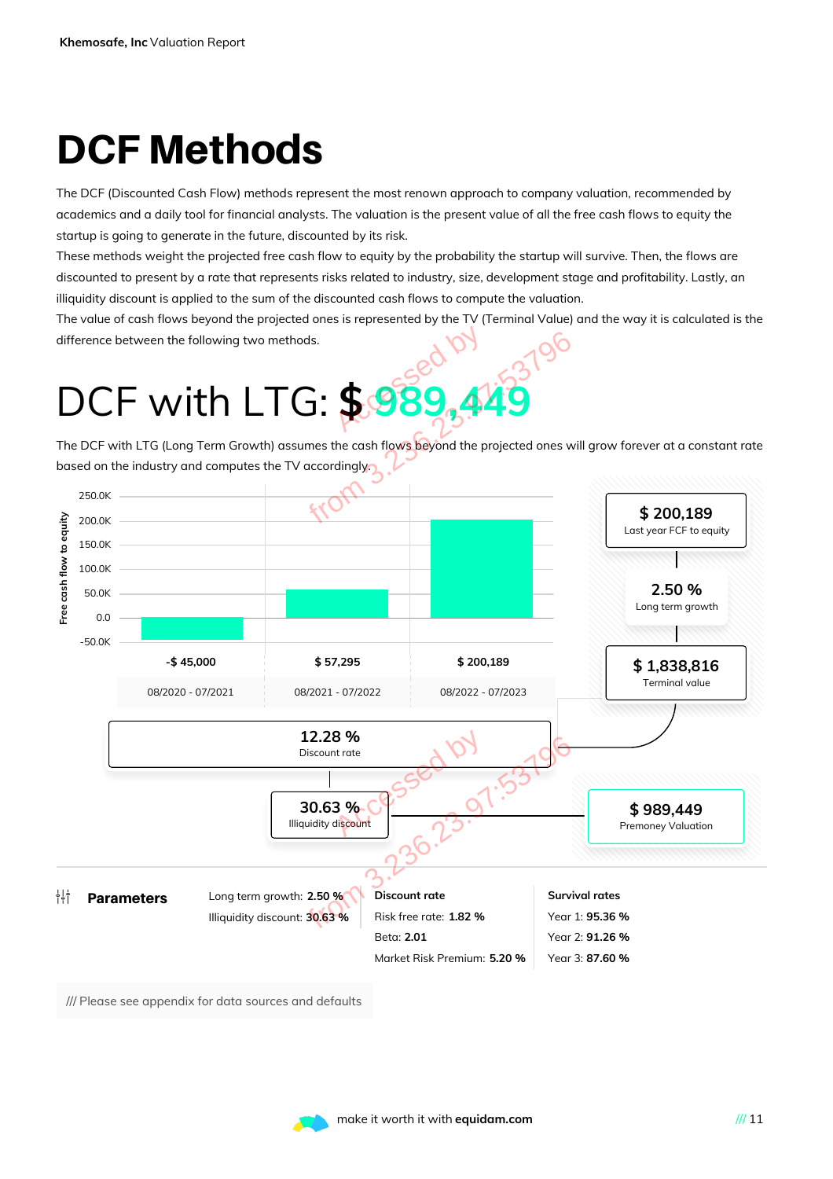# DCF Methods

The DCF (Discounted Cash Flow) methods represent the most renown approach to company valuation, recommended by academics and a daily tool for financial analysts. The valuation is the present value of all the free cash flows to equity the startup is going to generate in the future, discounted by its risk.
These methods weight the projected free cash flow to equity by the probability the startup will survive. Then, the flows are discounted to present by a rate that represents risks related to industry, size, development stage and profitability. Lastly, an illiquidity discount is applied to the sum of the discounted cash flows to compute the valuation.
The value of cash flows beyond the projected ones is represented by the TV (Terminal Value) and the way it is calculated is the difference between the following two methods.

# DCF with LTG: $ 989,449

The DCF with LTG (Long Term Growth) assumes the cash flows beyond the projected ones will grow forever at a constant rate based on the industry and computes the TV accordingly.

| Period | 08/2020 - 07/2021 | 08/2021 - 07/2022 | 08/2022 - 07/2023 |
|---|---|---|---|
| Free cash flow to equity | -$ 45,000 | $ 57,295 | $ 200,189 |

- **$ 200,189** Last year FCF to equity
- **2.50 %** Long term growth
- **$ 1,838,816** Terminal value
- **12.28 %** Discount rate
- **30.63 %** Illiquidity discount
- **$ 989,449** Premoney Valuation

**Parameters**

Long term growth: **2.50 %**
Illiquidity discount: **30.63 %**

**Discount rate**
Risk free rate: **1.82 %**
Beta: **2.01**
Market Risk Premium: **5.20 %**

**Survival rates**
Year 1: **95.36 %**
Year 2: **91.26 %**
Year 3: **87.60 %**

/// Please see appendix for data sources and defaults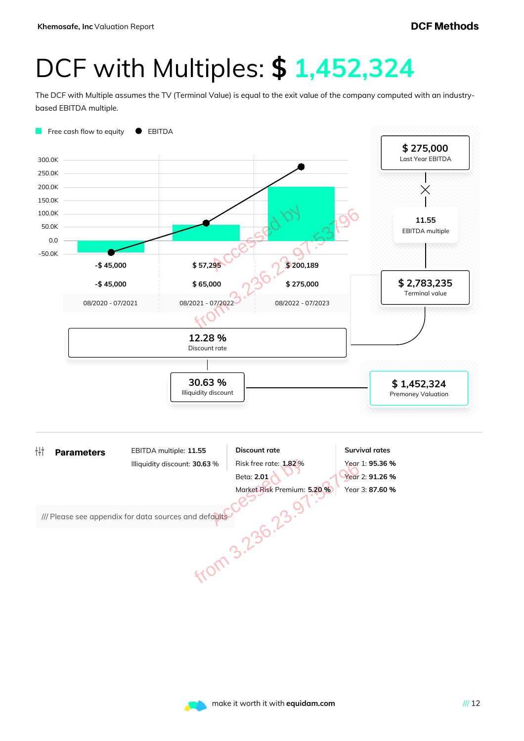# DCF with Multiples: $ 1,452,324

The DCF with Multiple assumes the TV (Terminal Value) is equal to the exit value of the company computed with an industry-based EBITDA multiple.

| | 08/2020 - 07/2021 | 08/2021 - 07/2022 | 08/2022 - 07/2023 |
|---|---|---|---|
| Free cash flow to equity | -$ 45,000 | $ 57,295 | $ 200,189 |
| EBITDA | -$ 45,000 | $ 65,000 | $ 275,000 |

- $ 275,000 Last Year EBITDA
- × 11.55 EBITDA multiple
- = $ 2,783,235 Terminal value
- 12.28 % Discount rate
- 30.63 % Illiquidity discount
- $ 1,452,324 Premoney Valuation

## Parameters

EBITDA multiple: **11.55**
Illiquidity discount: **30.63 %**

**Discount rate**
Risk free rate: **1.82 %**
Beta: **2.01**
Market Risk Premium: **5.20 %**

**Survival rates**
Year 1: **95.36 %**
Year 2: **91.26 %**
Year 3: **87.60 %**

/// Please see appendix for data sources and defaults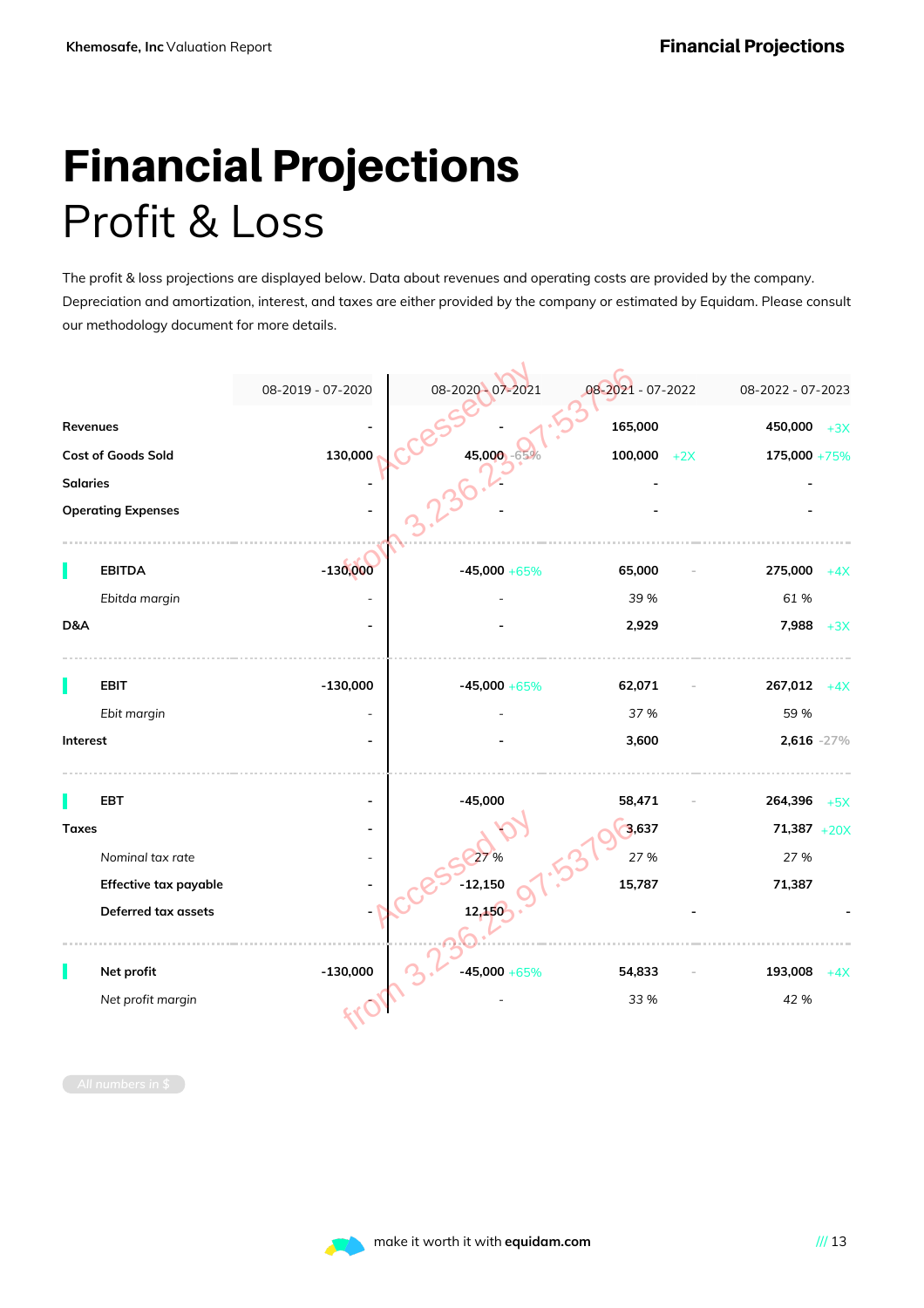# Financial Projections
## Profit & Loss

The profit & loss projections are displayed below. Data about revenues and operating costs are provided by the company. Depreciation and amortization, interest, and taxes are either provided by the company or estimated by Equidam. Please consult our methodology document for more details.

| | 08-2019 - 07-2020 | 08-2020 - 07-2021 | | 08-2021 - 07-2022 | | 08-2022 - 07-2023 | |
|---|---|---|---|---|---|---|---|
| **Revenues** | - | - | | 165,000 | | 450,000 | +3X |
| **Cost of Goods Sold** | 130,000 | 45,000 | -65% | 100,000 | +2X | 175,000 | +75% |
| **Salaries** | - | - | | - | | - | |
| **Operating Expenses** | - | - | | - | | - | |
| **EBITDA** | -130,000 | -45,000 | +65% | 65,000 | - | 275,000 | +4X |
| *Ebitda margin* | - | - | | 39 % | | 61 % | |
| **D&A** | - | - | | 2,929 | | 7,988 | +3X |
| **EBIT** | -130,000 | -45,000 | +65% | 62,071 | - | 267,012 | +4X |
| *Ebit margin* | - | - | | 37 % | | 59 % | |
| **Interest** | - | - | | 3,600 | | 2,616 | -27% |
| **EBT** | - | -45,000 | | 58,471 | - | 264,396 | +5X |
| **Taxes** | - | - | | 3,637 | | 71,387 | +20X |
| *Nominal tax rate* | - | 27 % | | 27 % | | 27 % | |
| **Effective tax payable** | - | -12,150 | | 15,787 | | 71,387 | |
| **Deferred tax assets** | - | 12,150 | | | - | | - |
| **Net profit** | -130,000 | -45,000 | +65% | 54,833 | - | 193,008 | +4X |
| *Net profit margin* | | - | | 33 % | | 42 % | |

All numbers in $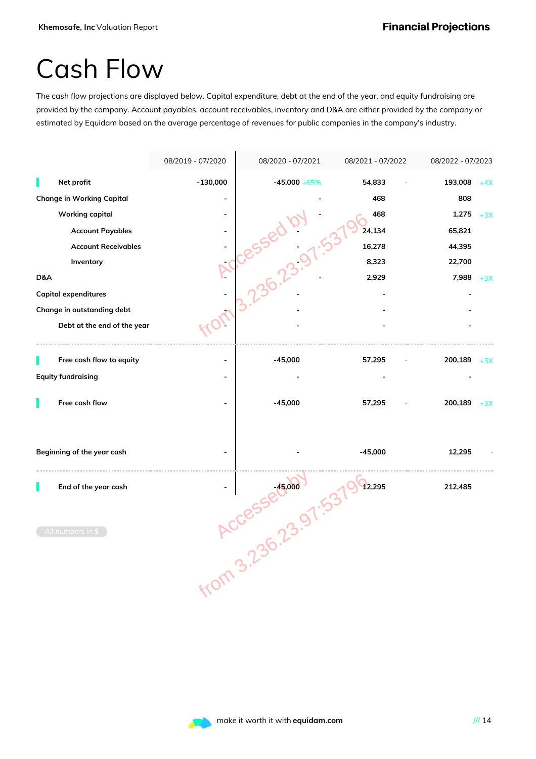# Cash Flow

The cash flow projections are displayed below. Capital expenditure, debt at the end of the year, and equity fundraising are provided by the company. Account payables, account receivables, inventory and D&A are either provided by the company or estimated by Equidam based on the average percentage of revenues for public companies in the company's industry.

| | 08/2019 - 07/2020 | 08/2020 - 07/2021 | | 08/2021 - 07/2022 | | 08/2022 - 07/2023 | |
|---|---|---|---|---|---|---|---|
| Net profit | -130,000 | -45,000 | +65% | 54,833 | - | 193,008 | +4X |
| Change in Working Capital | - | - | | 468 | | 808 | |
| Working capital | - | - | | 468 | | 1,275 | +3X |
| Account Payables | - | - | | 24,134 | | 65,821 | |
| Account Receivables | - | - | | 16,278 | | 44,395 | |
| Inventory | - | - | | 8,323 | | 22,700 | |
| D&A | - | - | | 2,929 | | 7,988 | +3X |
| Capital expenditures | - | - | | - | | - | |
| Change in outstanding debt | - | - | | - | | - | |
| Debt at the end of the year | - | - | | - | | - | |
| Free cash flow to equity | - | -45,000 | | 57,295 | - | 200,189 | +3X |
| Equity fundraising | - | - | | - | | - | |
| Free cash flow | - | -45,000 | | 57,295 | - | 200,189 | +3X |
| Beginning of the year cash | - | - | | -45,000 | | 12,295 | - |
| End of the year cash | - | -45,000 | | 12,295 | | 212,485 | |

All numbers in $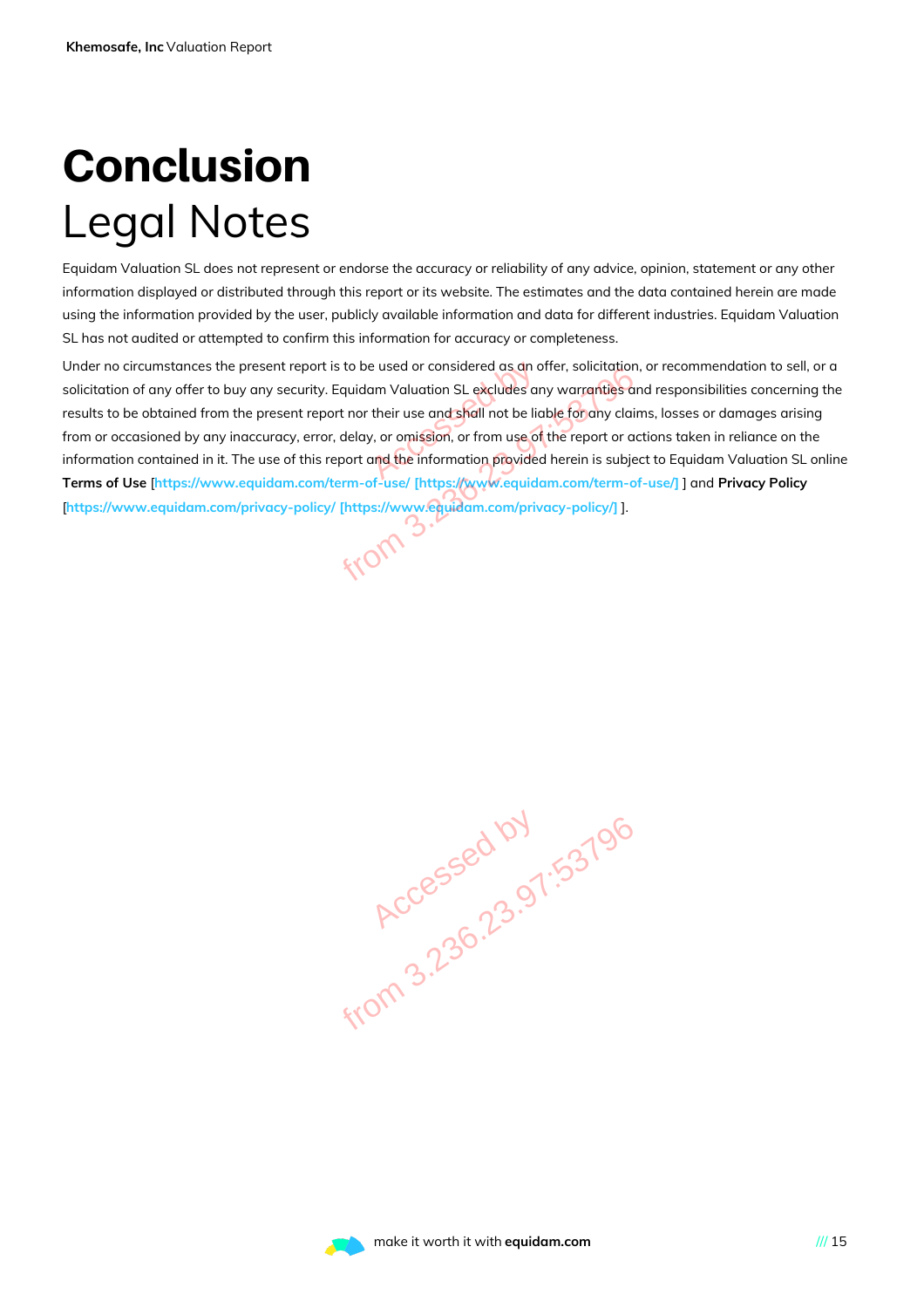# Conclusion

## Legal Notes

Equidam Valuation SL does not represent or endorse the accuracy or reliability of any advice, opinion, statement or any other information displayed or distributed through this report or its website. The estimates and the data contained herein are made using the information provided by the user, publicly available information and data for different industries. Equidam Valuation SL has not audited or attempted to confirm this information for accuracy or completeness.

Under no circumstances the present report is to be used or considered as an offer, solicitation, or recommendation to sell, or a solicitation of any offer to buy any security. Equidam Valuation SL excludes any warranties and responsibilities concerning the results to be obtained from the present report nor their use and shall not be liable for any claims, losses or damages arising from or occasioned by any inaccuracy, error, delay, or omission, or from use of the report or actions taken in reliance on the information contained in it. The use of this report and the information provided herein is subject to Equidam Valuation SL online **Terms of Use** [https://www.equidam.com/term-of-use/ [https://www.equidam.com/term-of-use/] ] and **Privacy Policy** [https://www.equidam.com/privacy-policy/ [https://www.equidam.com/privacy-policy/] ].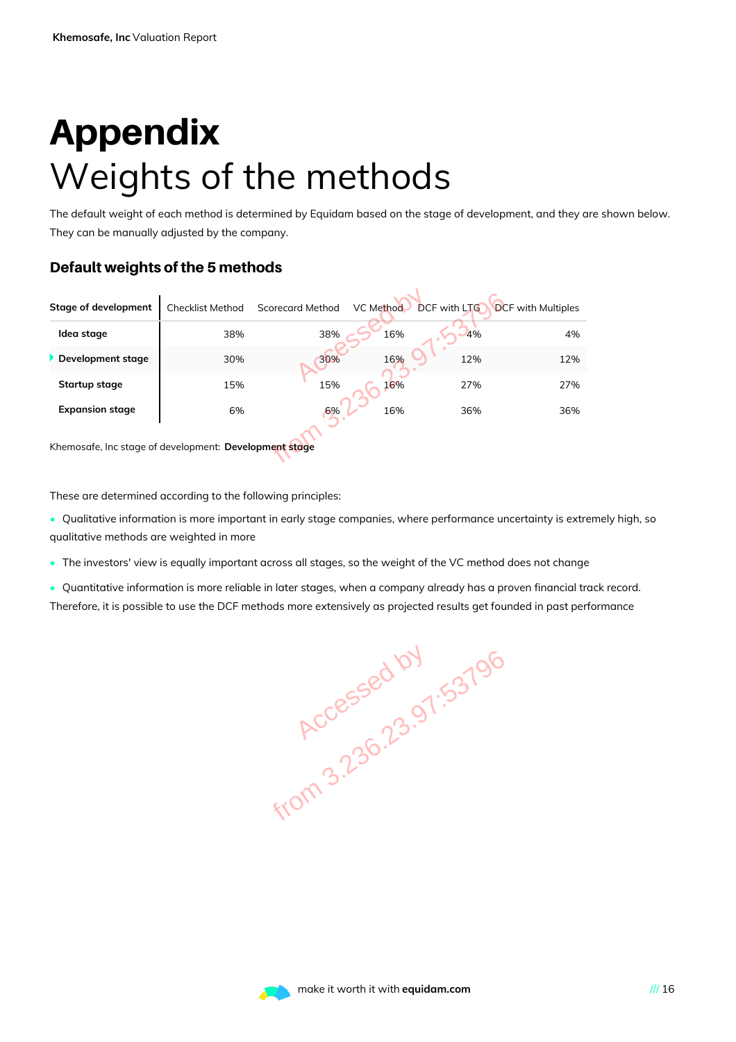# Appendix
# Weights of the methods

The default weight of each method is determined by Equidam based on the stage of development, and they are shown below. They can be manually adjusted by the company.

### Default weights of the 5 methods

| Stage of development | Checklist Method | Scorecard Method | VC Method | DCF with LTG | DCF with Multiples |
|---|---|---|---|---|---|
| **Idea stage** | 38% | 38% | 16% | 4% | 4% |
| **Development stage** | 30% | 30% | 16% | 12% | 12% |
| **Startup stage** | 15% | 15% | 16% | 27% | 27% |
| **Expansion stage** | 6% | 6% | 16% | 36% | 36% |

Khemosafe, Inc stage of development: **Development stage**

These are determined according to the following principles:

- Qualitative information is more important in early stage companies, where performance uncertainty is extremely high, so qualitative methods are weighted in more
- The investors' view is equally important across all stages, so the weight of the VC method does not change
- Quantitative information is more reliable in later stages, when a company already has a proven financial track record. Therefore, it is possible to use the DCF methods more extensively as projected results get founded in past performance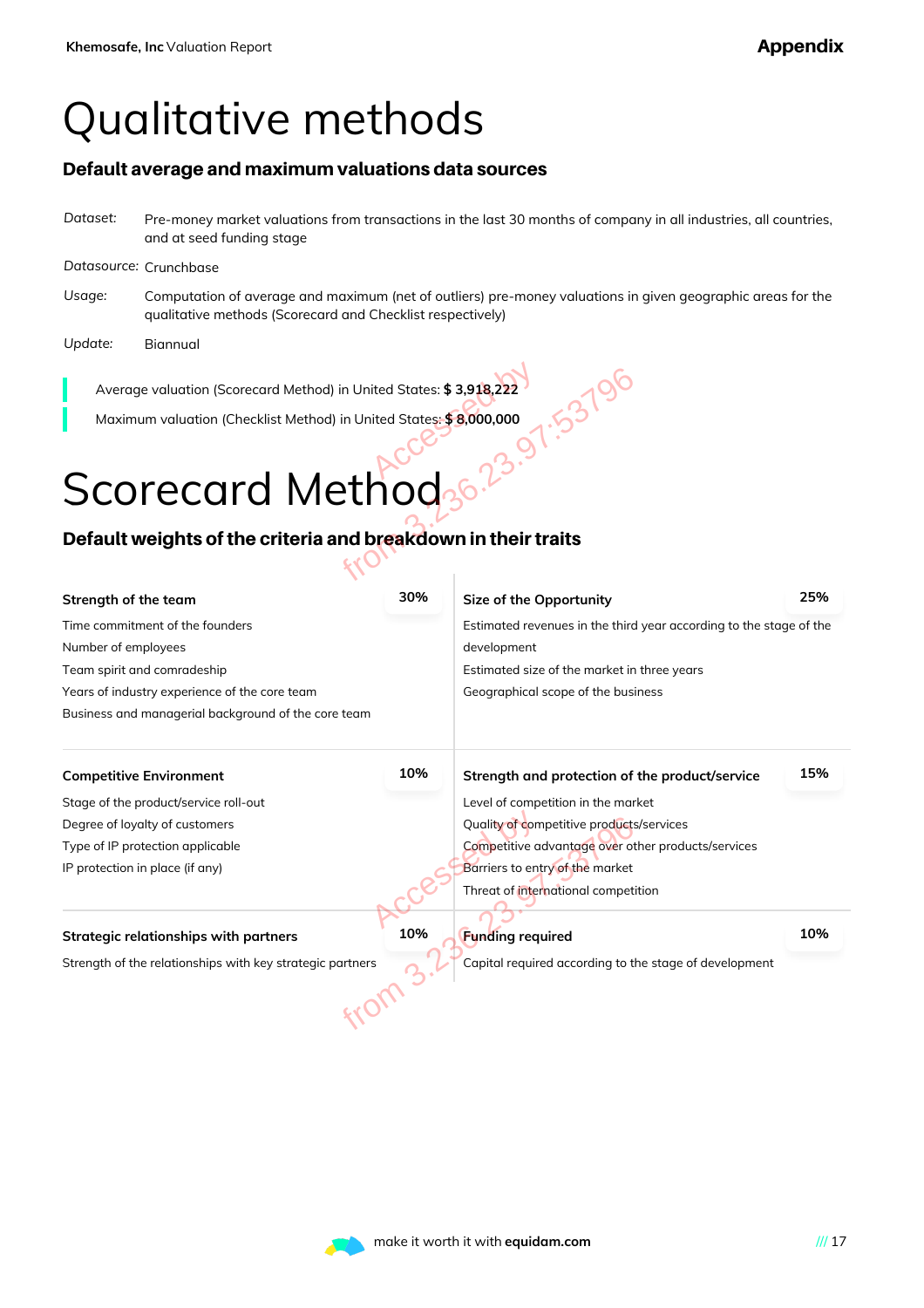# Qualitative methods

## Default average and maximum valuations data sources

*Dataset:* Pre-money market valuations from transactions in the last 30 months of company in all industries, all countries, and at seed funding stage

*Datasource:* Crunchbase

*Usage:* Computation of average and maximum (net of outliers) pre-money valuations in given geographic areas for the qualitative methods (Scorecard and Checklist respectively)

*Update:* Biannual

Average valuation (Scorecard Method) in United States: **$ 3,918,222**

Maximum valuation (Checklist Method) in United States: **$ 8,000,000**

# Scorecard Method

## Default weights of the criteria and breakdown in their traits

**Strength of the team** — **30%**

Time commitment of the founders
Number of employees
Team spirit and comradeship
Years of industry experience of the core team
Business and managerial background of the core team

**Size of the Opportunity** — **25%**

Estimated revenues in the third year according to the stage of the development
Estimated size of the market in three years
Geographical scope of the business

**Competitive Environment** — **10%**

Stage of the product/service roll-out
Degree of loyalty of customers
Type of IP protection applicable
IP protection in place (if any)

**Strength and protection of the product/service** — **15%**

Level of competition in the market
Quality of competitive products/services
Competitive advantage over other products/services
Barriers to entry of the market
Threat of international competition

**Strategic relationships with partners** — **10%**

Strength of the relationships with key strategic partners

**Funding required** — **10%**

Capital required according to the stage of development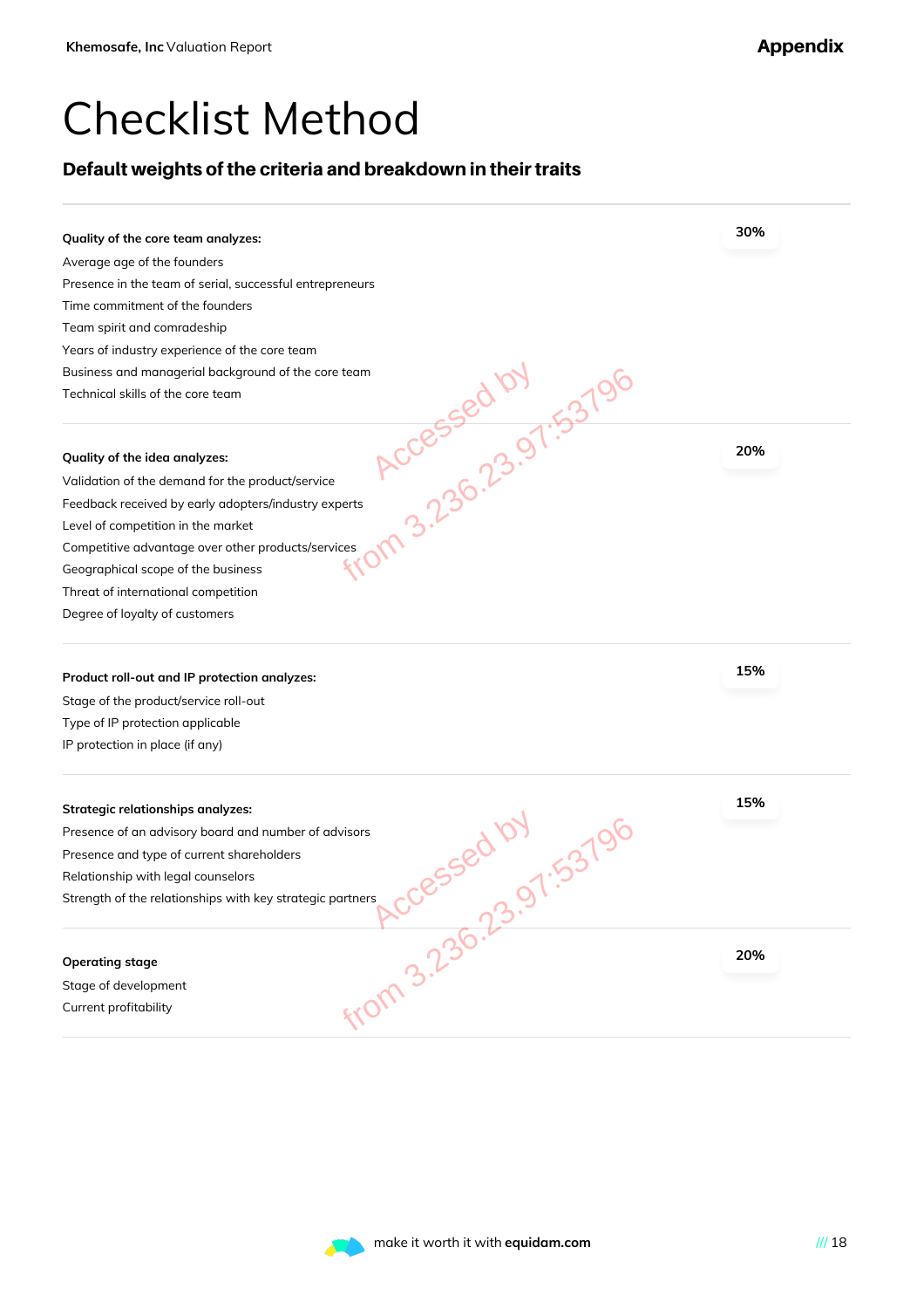# Checklist Method

## Default weights of the criteria and breakdown in their traits

**Quality of the core team analyzes:** **30%**

Average age of the founders
Presence in the team of serial, successful entrepreneurs
Time commitment of the founders
Team spirit and comradeship
Years of industry experience of the core team
Business and managerial background of the core team
Technical skills of the core team

**Quality of the idea analyzes:** **20%**

Validation of the demand for the product/service
Feedback received by early adopters/industry experts
Level of competition in the market
Competitive advantage over other products/services
Geographical scope of the business
Threat of international competition
Degree of loyalty of customers

**Product roll-out and IP protection analyzes:** **15%**

Stage of the product/service roll-out
Type of IP protection applicable
IP protection in place (if any)

**Strategic relationships analyzes:** **15%**

Presence of an advisory board and number of advisors
Presence and type of current shareholders
Relationship with legal counselors
Strength of the relationships with key strategic partners

**Operating stage** **20%**

Stage of development
Current profitability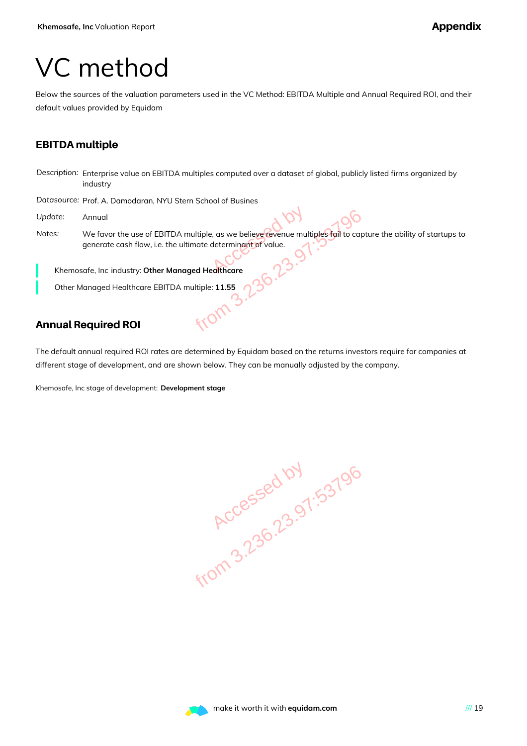# VC method

Below the sources of the valuation parameters used in the VC Method: EBITDA Multiple and Annual Required ROI, and their default values provided by Equidam

## EBITDA multiple

| | |
|---|---|
| *Description:* | Enterprise value on EBITDA multiples computed over a dataset of global, publicly listed firms organized by industry |
| *Datasource:* | Prof. A. Damodaran, NYU Stern School of Busines |
| *Update:* | Annual |
| *Notes:* | We favor the use of EBITDA multiple, as we believe revenue multiples fail to capture the ability of startups to generate cash flow, i.e. the ultimate determinant of value. |

Khemosafe, Inc industry: **Other Managed Healthcare**

Other Managed Healthcare EBITDA multiple: **11.55**

## Annual Required ROI

The default annual required ROI rates are determined by Equidam based on the returns investors require for companies at different stage of development, and are shown below. They can be manually adjusted by the company.

Khemosafe, Inc stage of development: **Development stage**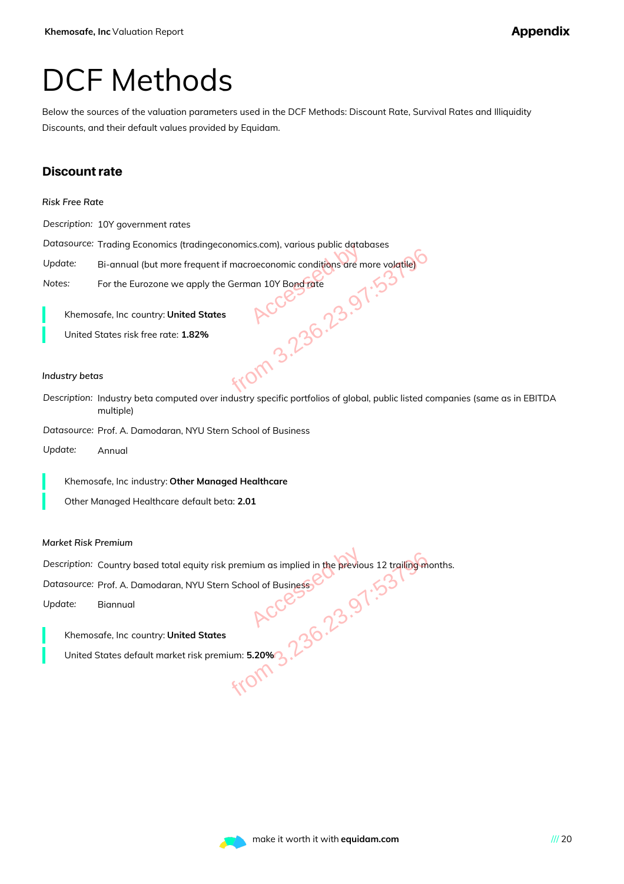# DCF Methods

Below the sources of the valuation parameters used in the DCF Methods: Discount Rate, Survival Rates and Illiquidity Discounts, and their default values provided by Equidam.

## Discount rate

*Risk Free Rate*

*Description:* 10Y government rates

*Datasource:* Trading Economics (tradingeconomics.com), various public databases

*Update:* Bi-annual (but more frequent if macroeconomic conditions are more volatile)

*Notes:* For the Eurozone we apply the German 10Y Bond rate

> Khemosafe, Inc country: **United States**
>
> United States risk free rate: **1.82%**

*Industry betas*

*Description:* Industry beta computed over industry specific portfolios of global, public listed companies (same as in EBITDA multiple)

*Datasource:* Prof. A. Damodaran, NYU Stern School of Business

*Update:* Annual

> Khemosafe, Inc industry: **Other Managed Healthcare**
>
> Other Managed Healthcare default beta: **2.01**

*Market Risk Premium*

*Description:* Country based total equity risk premium as implied in the previous 12 trailing months.

*Datasource:* Prof. A. Damodaran, NYU Stern School of Business

*Update:* Biannual

> Khemosafe, Inc country: **United States**
>
> United States default market risk premium: **5.20%**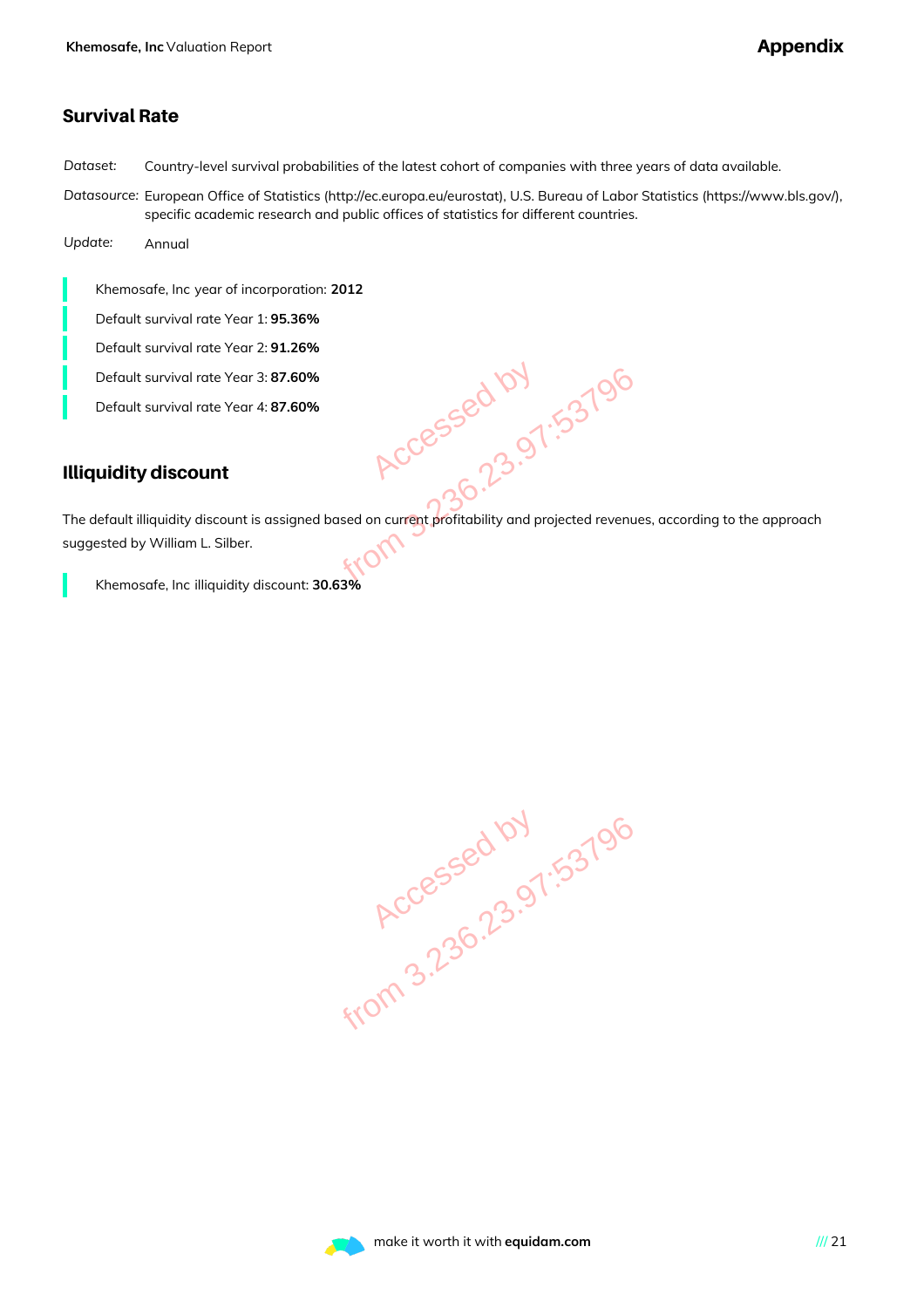## Survival Rate

*Dataset:* Country-level survival probabilities of the latest cohort of companies with three years of data available.

*Datasource:* European Office of Statistics (http://ec.europa.eu/eurostat), U.S. Bureau of Labor Statistics (https://www.bls.gov/), specific academic research and public offices of statistics for different countries.

*Update:* Annual

- Khemosafe, Inc year of incorporation: **2012**
- Default survival rate Year 1: **95.36%**
- Default survival rate Year 2: **91.26%**
- Default survival rate Year 3: **87.60%**
- Default survival rate Year 4: **87.60%**

## Illiquidity discount

The default illiquidity discount is assigned based on current profitability and projected revenues, according to the approach suggested by William L. Silber.

- Khemosafe, Inc illiquidity discount: **30.63%**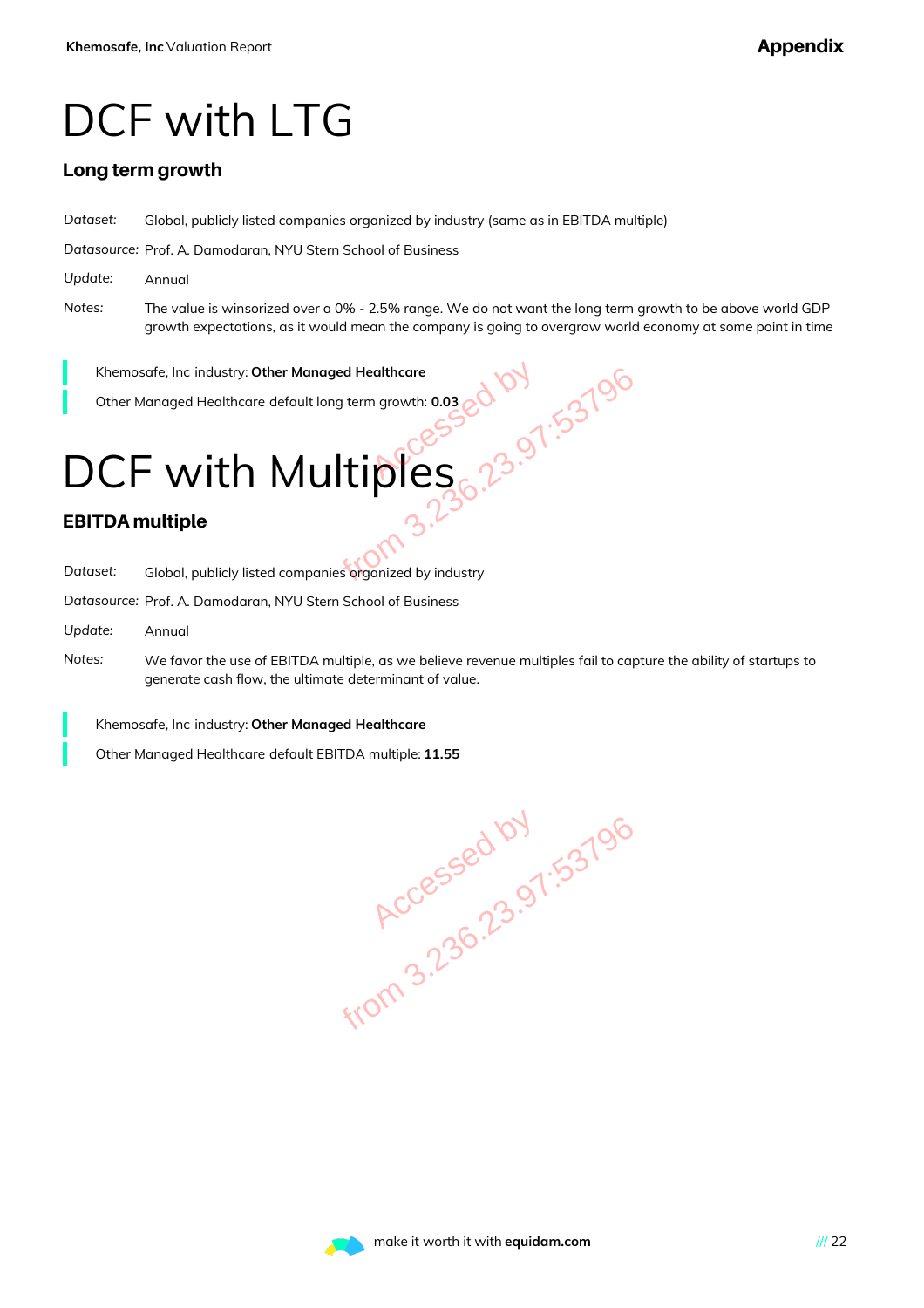# DCF with LTG

### Long term growth

*Dataset:* Global, publicly listed companies organized by industry (same as in EBITDA multiple)

*Datasource:* Prof. A. Damodaran, NYU Stern School of Business

*Update:* Annual

*Notes:* The value is winsorized over a 0% - 2.5% range. We do not want the long term growth to be above world GDP growth expectations, as it would mean the company is going to overgrow world economy at some point in time

> Khemosafe, Inc industry: **Other Managed Healthcare**
>
> Other Managed Healthcare default long term growth: **0.03**

# DCF with Multiples

### EBITDA multiple

*Dataset:* Global, publicly listed companies organized by industry

*Datasource:* Prof. A. Damodaran, NYU Stern School of Business

*Update:* Annual

*Notes:* We favor the use of EBITDA multiple, as we believe revenue multiples fail to capture the ability of startups to generate cash flow, the ultimate determinant of value.

> Khemosafe, Inc industry: **Other Managed Healthcare**
>
> Other Managed Healthcare default EBITDA multiple: **11.55**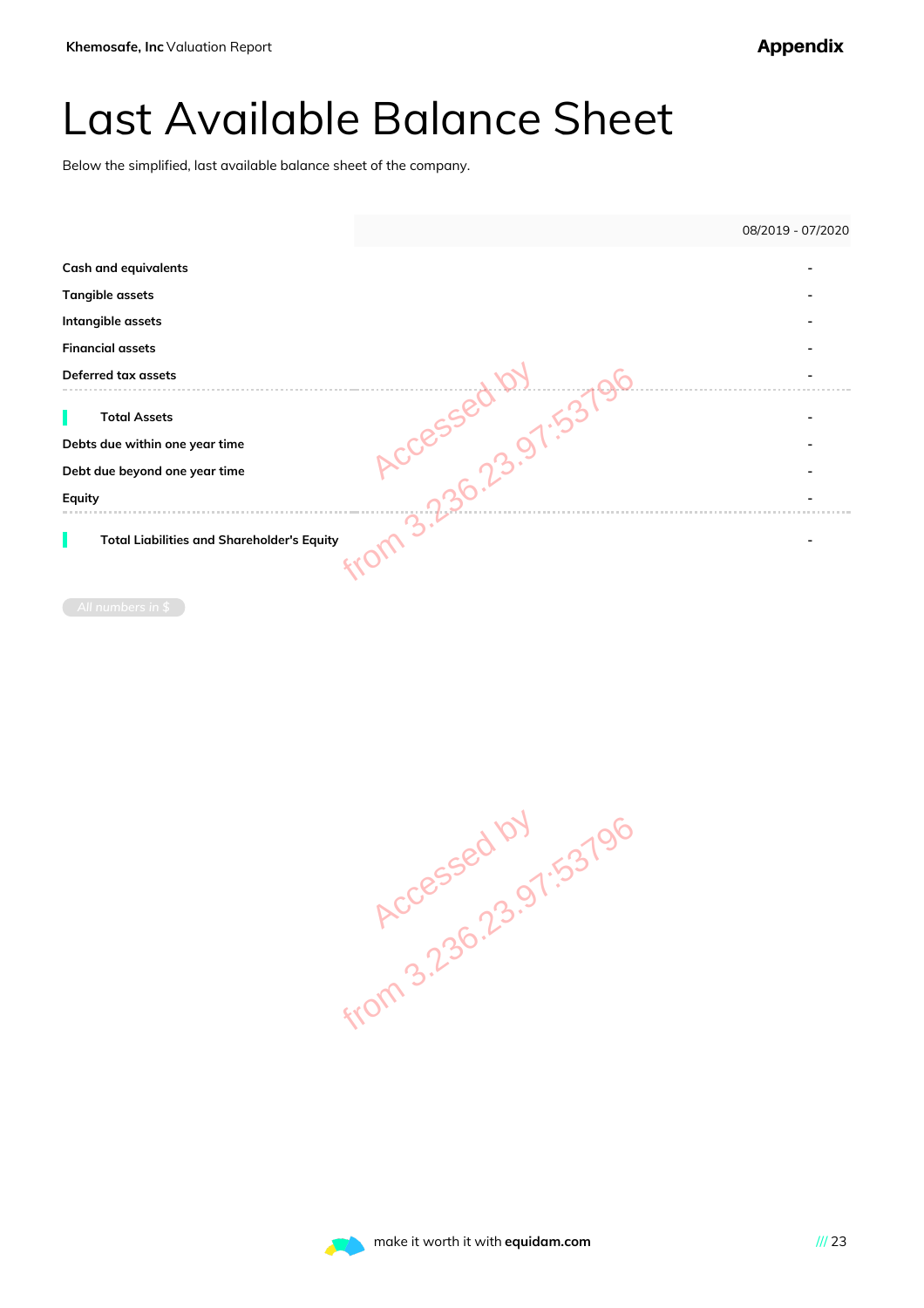# Last Available Balance Sheet

Below the simplified, last available balance sheet of the company.

| | 08/2019 - 07/2020 |
|---|---|
| Cash and equivalents | - |
| Tangible assets | - |
| Intangible assets | - |
| Financial assets | - |
| Deferred tax assets | - |
| **Total Assets** | - |
| Debts due within one year time | - |
| Debt due beyond one year time | - |
| Equity | - |
| **Total Liabilities and Shareholder's Equity** | - |

All numbers in $